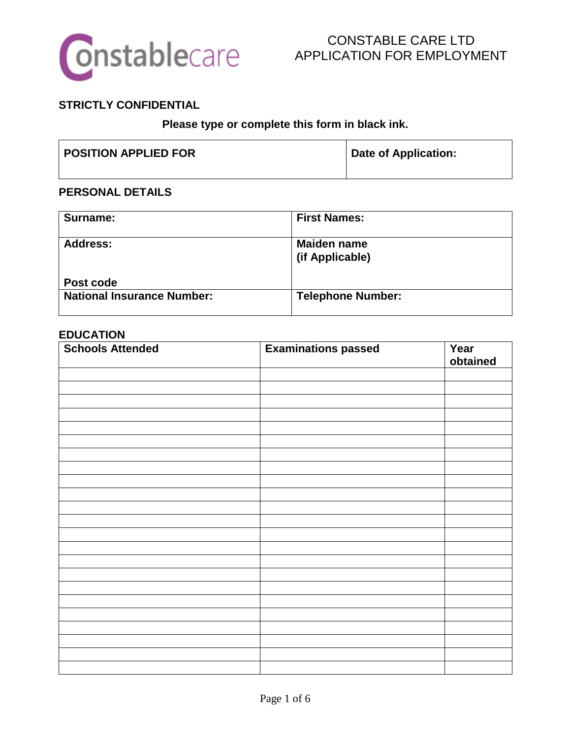constablecare

# CONSTABLE CARE LTD
# APPLICATION FOR EMPLOYMENT

**STRICTLY CONFIDENTIAL**

**Please type or complete this form in black ink.**

| **POSITION APPLIED FOR** | **Date of Application:** |
|---|---|
| | |

## PERSONAL DETAILS

| **Surname:** | **First Names:** |
|---|---|
| **Address:**<br><br>**Post code** | **Maiden name (if Applicable)** |
| **National Insurance Number:** | **Telephone Number:** |

## EDUCATION

| **Schools Attended** | **Examinations passed** | **Year obtained** |
|---|---|---|
| | | |
| | | |
| | | |
| | | |
| | | |
| | | |
| | | |
| | | |
| | | |
| | | |
| | | |
| | | |
| | | |
| | | |
| | | |
| | | |
| | | |
| | | |
| | | |
| | | |
| | | |
| | | |
| | | |
| | | |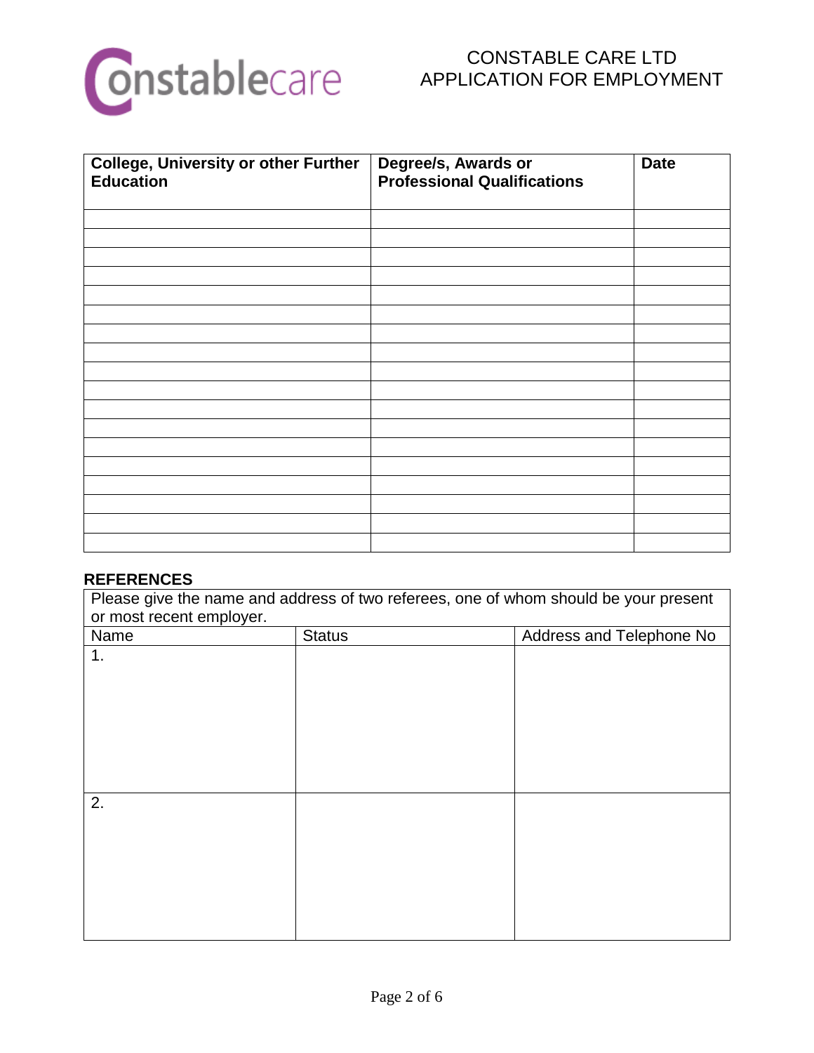| College, University or other Further Education | Degree/s, Awards or Professional Qualifications | Date |
|---|---|---|
| | | |
| | | |
| | | |
| | | |
| | | |
| | | |
| | | |
| | | |
| | | |
| | | |
| | | |
| | | |
| | | |
| | | |
| | | |
| | | |
| | | |
| | | |

**REFERENCES**

Please give the name and address of two referees, one of whom should be your present or most recent employer.

| Name | Status | Address and Telephone No |
|---|---|---|
| 1. | | |
| 2. | | |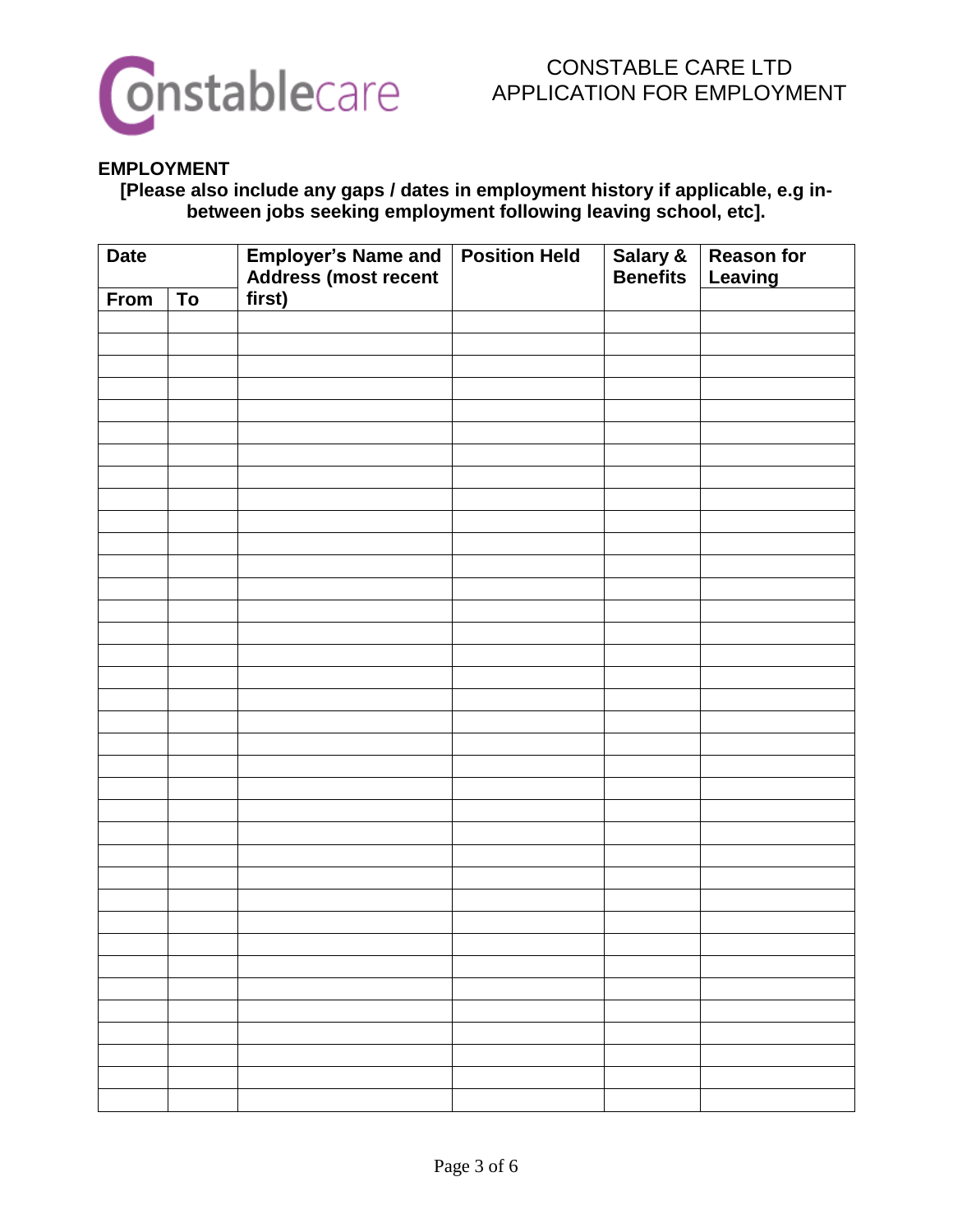CONSTABLE CARE LTD
APPLICATION FOR EMPLOYMENT

## EMPLOYMENT

**[Please also include any gaps / dates in employment history if applicable, e.g in-between jobs seeking employment following leaving school, etc].**

| Date | | Employer's Name and Address (most recent first) | Position Held | Salary & Benefits | Reason for Leaving |
|---|---|---|---|---|---|
| From | To | | | | |
| | | | | | |
| | | | | | |
| | | | | | |
| | | | | | |
| | | | | | |
| | | | | | |
| | | | | | |
| | | | | | |
| | | | | | |
| | | | | | |
| | | | | | |
| | | | | | |
| | | | | | |
| | | | | | |
| | | | | | |
| | | | | | |
| | | | | | |
| | | | | | |
| | | | | | |
| | | | | | |
| | | | | | |
| | | | | | |
| | | | | | |
| | | | | | |
| | | | | | |
| | | | | | |
| | | | | | |
| | | | | | |
| | | | | | |
| | | | | | |
| | | | | | |
| | | | | | |
| | | | | | |
| | | | | | |
| | | | | | |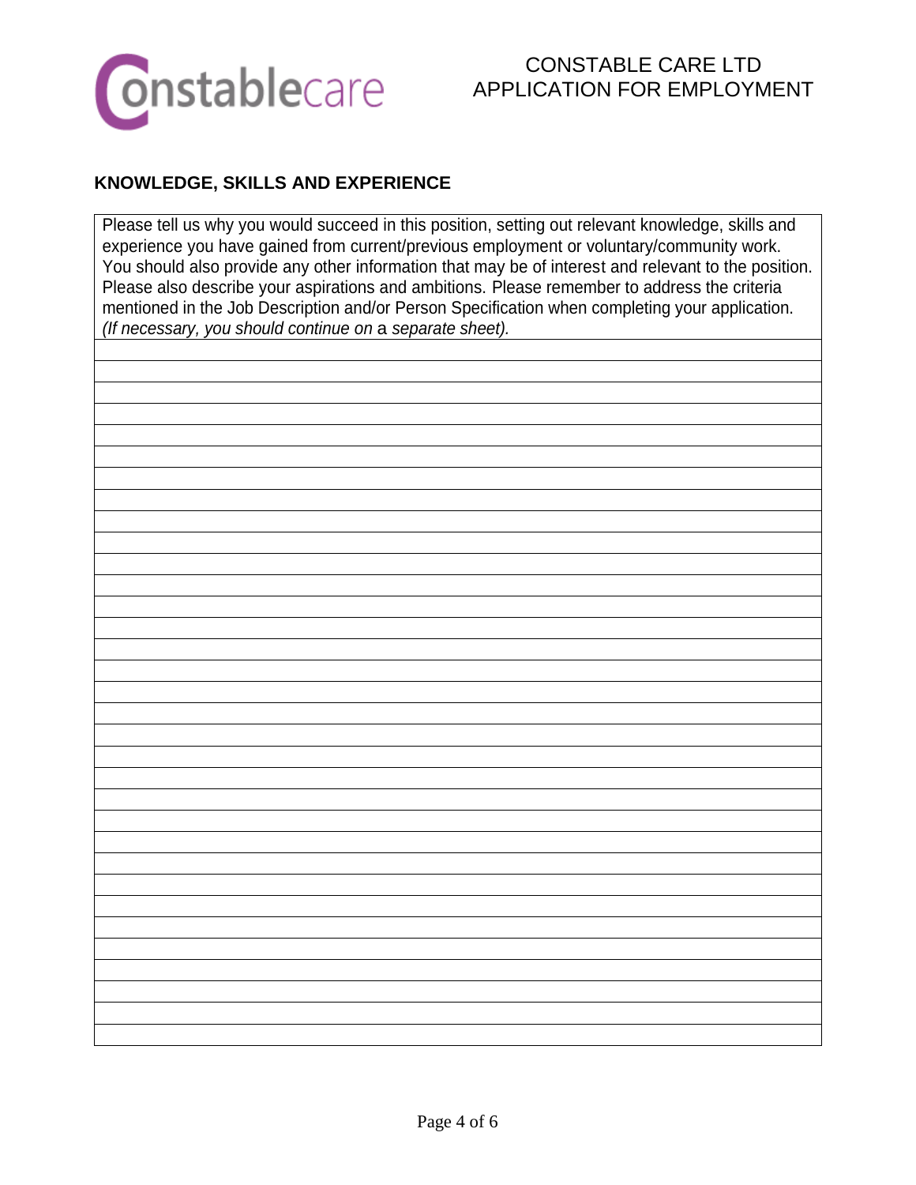CONSTABLE CARE LTD
APPLICATION FOR EMPLOYMENT

## KNOWLEDGE, SKILLS AND EXPERIENCE

| Please tell us why you would succeed in this position, setting out relevant knowledge, skills and experience you have gained from current/previous employment or voluntary/community work. You should also provide any other information that may be of interest and relevant to the position. Please also describe your aspirations and ambitions. Please remember to address the criteria mentioned in the Job Description and/or Person Specification when completing your application. *(If necessary, you should continue on* a *separate sheet).* |
|---|
| |
| |
| |
| |
| |
| |
| |
| |
| |
| |
| |
| |
| |
| |
| |
| |
| |
| |
| |
| |
| |
| |
| |
| |
| |
| |
| |
| |
| |
| |
| |
| |
| |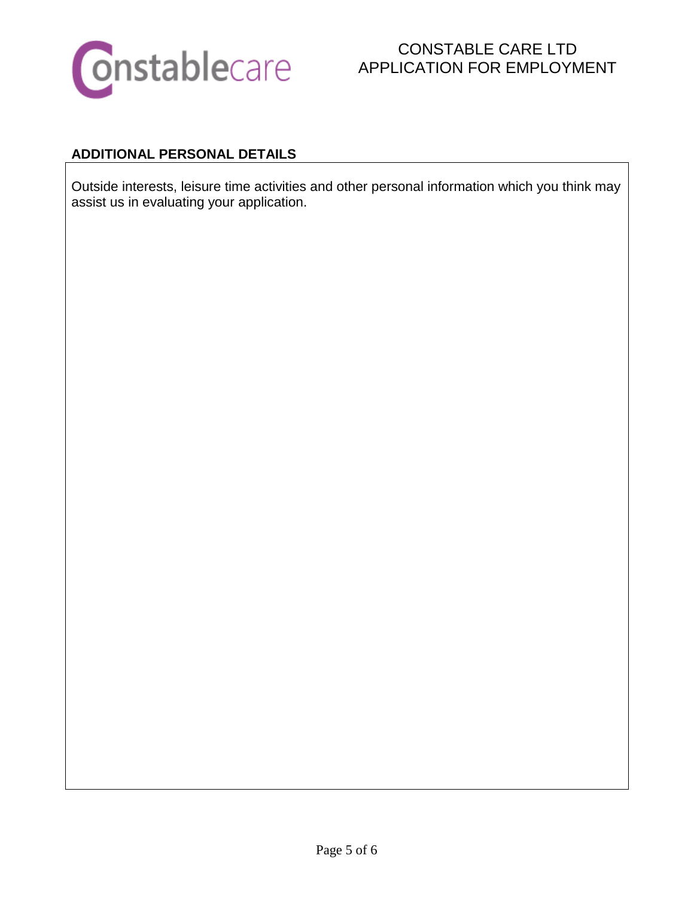CONSTABLE CARE LTD
APPLICATION FOR EMPLOYMENT

## ADDITIONAL PERSONAL DETAILS

Outside interests, leisure time activities and other personal information which you think may assist us in evaluating your application.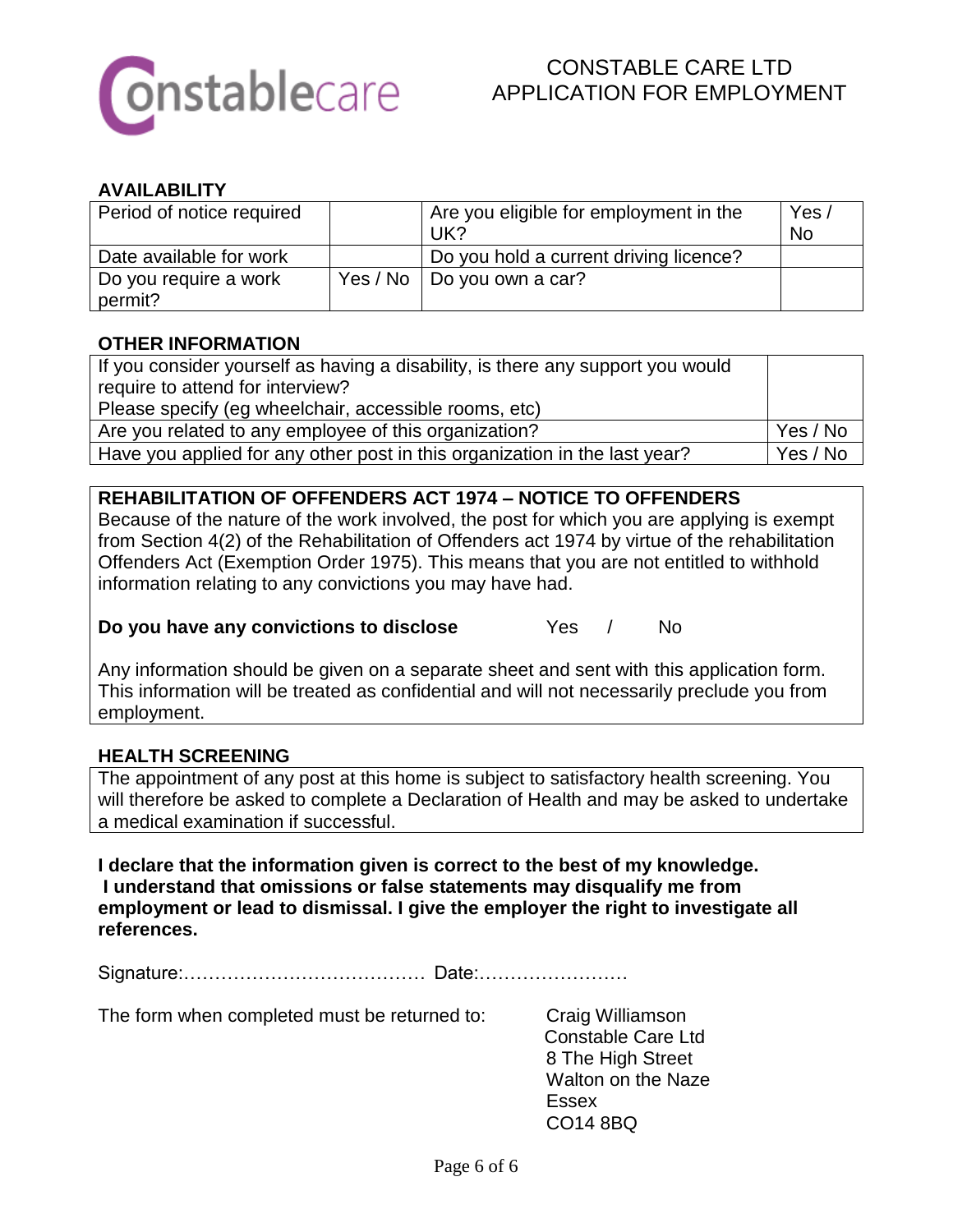# CONSTABLE CARE LTD
# APPLICATION FOR EMPLOYMENT

## AVAILABILITY

| | | | |
|---|---|---|---|
| Period of notice required | | Are you eligible for employment in the UK? | Yes / No |
| Date available for work | | Do you hold a current driving licence? | |
| Do you require a work permit? | Yes / No | Do you own a car? | |

## OTHER INFORMATION

| | |
|---|---|
| If you consider yourself as having a disability, is there any support you would require to attend for interview?<br>Please specify (eg wheelchair, accessible rooms, etc) | |
| Are you related to any employee of this organization? | Yes / No |
| Have you applied for any other post in this organization in the last year? | Yes / No |

**REHABILITATION OF OFFENDERS ACT 1974 – NOTICE TO OFFENDERS**

Because of the nature of the work involved, the post for which you are applying is exempt from Section 4(2) of the Rehabilitation of Offenders act 1974 by virtue of the rehabilitation Offenders Act (Exemption Order 1975). This means that you are not entitled to withhold information relating to any convictions you may have had.

**Do you have any convictions to disclose** Yes / No

Any information should be given on a separate sheet and sent with this application form. This information will be treated as confidential and will not necessarily preclude you from employment.

## HEALTH SCREENING

The appointment of any post at this home is subject to satisfactory health screening. You will therefore be asked to complete a Declaration of Health and may be asked to undertake a medical examination if successful.

**I declare that the information given is correct to the best of my knowledge. I understand that omissions or false statements may disqualify me from employment or lead to dismissal. I give the employer the right to investigate all references.**

Signature:………………………………… Date:……………………

The form when completed must be returned to:

Craig Williamson
Constable Care Ltd
8 The High Street
Walton on the Naze
Essex
CO14 8BQ